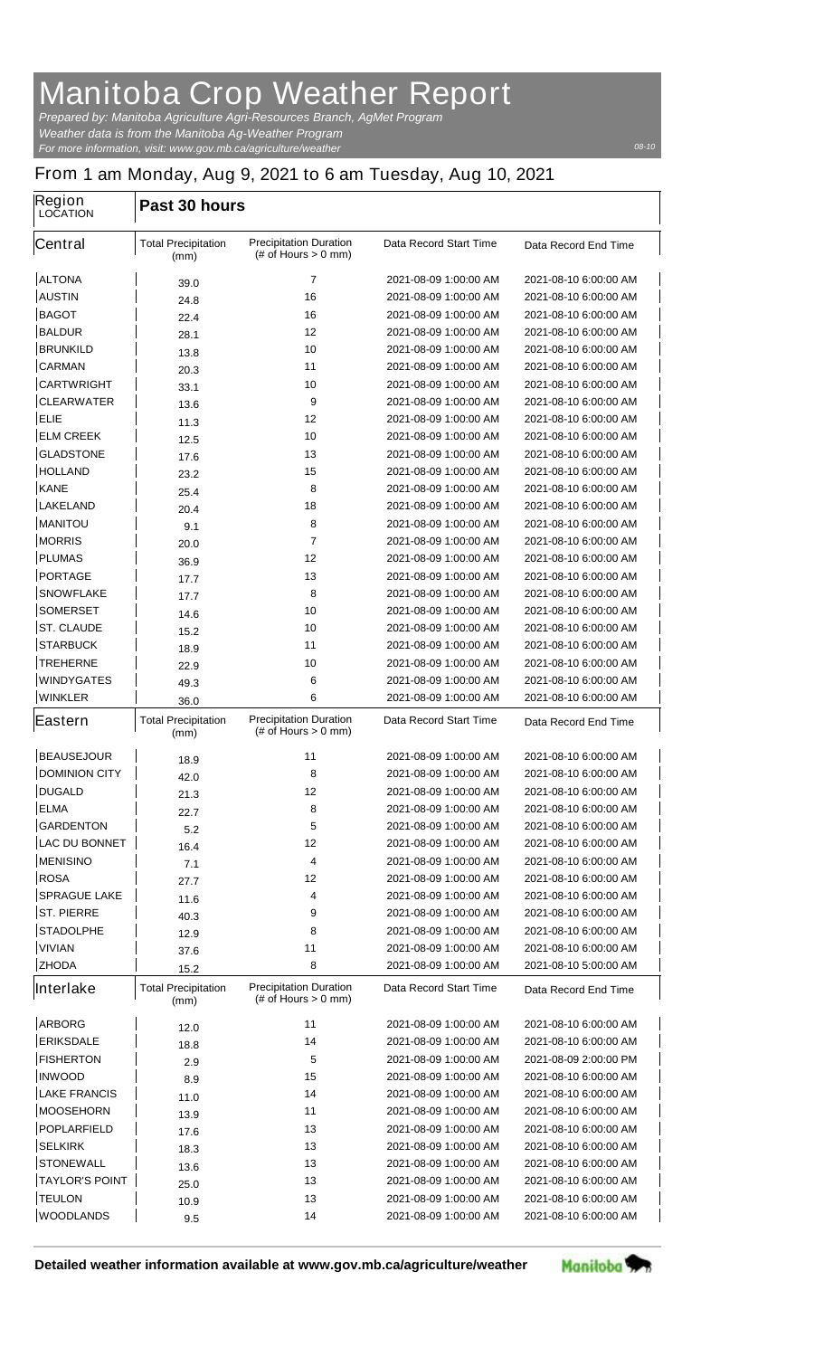# Manitoba Crop Weather Report

*Prepared by: Manitoba Agriculture Agri-Resources Branch, AgMet Program*
*Weather data is from the Manitoba Ag-Weather Program*
*For more information, visit: www.gov.mb.ca/agriculture/weather*

08-10

## From 1 am Monday, Aug 9, 2021 to 6 am Tuesday, Aug 10, 2021

| Region LOCATION | Past 30 hours | | | |
|---|---|---|---|---|
| **Central** | Total Precipitation (mm) | Precipitation Duration (# of Hours > 0 mm) | Data Record Start Time | Data Record End Time |
| ALTONA | 39.0 | 7 | 2021-08-09 1:00:00 AM | 2021-08-10 6:00:00 AM |
| AUSTIN | 24.8 | 16 | 2021-08-09 1:00:00 AM | 2021-08-10 6:00:00 AM |
| BAGOT | 22.4 | 16 | 2021-08-09 1:00:00 AM | 2021-08-10 6:00:00 AM |
| BALDUR | 28.1 | 12 | 2021-08-09 1:00:00 AM | 2021-08-10 6:00:00 AM |
| BRUNKILD | 13.8 | 10 | 2021-08-09 1:00:00 AM | 2021-08-10 6:00:00 AM |
| CARMAN | 20.3 | 11 | 2021-08-09 1:00:00 AM | 2021-08-10 6:00:00 AM |
| CARTWRIGHT | 33.1 | 10 | 2021-08-09 1:00:00 AM | 2021-08-10 6:00:00 AM |
| CLEARWATER | 13.6 | 9 | 2021-08-09 1:00:00 AM | 2021-08-10 6:00:00 AM |
| ELIE | 11.3 | 12 | 2021-08-09 1:00:00 AM | 2021-08-10 6:00:00 AM |
| ELM CREEK | 12.5 | 10 | 2021-08-09 1:00:00 AM | 2021-08-10 6:00:00 AM |
| GLADSTONE | 17.6 | 13 | 2021-08-09 1:00:00 AM | 2021-08-10 6:00:00 AM |
| HOLLAND | 23.2 | 15 | 2021-08-09 1:00:00 AM | 2021-08-10 6:00:00 AM |
| KANE | 25.4 | 8 | 2021-08-09 1:00:00 AM | 2021-08-10 6:00:00 AM |
| LAKELAND | 20.4 | 18 | 2021-08-09 1:00:00 AM | 2021-08-10 6:00:00 AM |
| MANITOU | 9.1 | 8 | 2021-08-09 1:00:00 AM | 2021-08-10 6:00:00 AM |
| MORRIS | 20.0 | 7 | 2021-08-09 1:00:00 AM | 2021-08-10 6:00:00 AM |
| PLUMAS | 36.9 | 12 | 2021-08-09 1:00:00 AM | 2021-08-10 6:00:00 AM |
| PORTAGE | 17.7 | 13 | 2021-08-09 1:00:00 AM | 2021-08-10 6:00:00 AM |
| SNOWFLAKE | 17.7 | 8 | 2021-08-09 1:00:00 AM | 2021-08-10 6:00:00 AM |
| SOMERSET | 14.6 | 10 | 2021-08-09 1:00:00 AM | 2021-08-10 6:00:00 AM |
| ST. CLAUDE | 15.2 | 10 | 2021-08-09 1:00:00 AM | 2021-08-10 6:00:00 AM |
| STARBUCK | 18.9 | 11 | 2021-08-09 1:00:00 AM | 2021-08-10 6:00:00 AM |
| TREHERNE | 22.9 | 10 | 2021-08-09 1:00:00 AM | 2021-08-10 6:00:00 AM |
| WINDYGATES | 49.3 | 6 | 2021-08-09 1:00:00 AM | 2021-08-10 6:00:00 AM |
| WINKLER | 36.0 | 6 | 2021-08-09 1:00:00 AM | 2021-08-10 6:00:00 AM |
| **Eastern** | Total Precipitation (mm) | Precipitation Duration (# of Hours > 0 mm) | Data Record Start Time | Data Record End Time |
| BEAUSEJOUR | 18.9 | 11 | 2021-08-09 1:00:00 AM | 2021-08-10 6:00:00 AM |
| DOMINION CITY | 42.0 | 8 | 2021-08-09 1:00:00 AM | 2021-08-10 6:00:00 AM |
| DUGALD | 21.3 | 12 | 2021-08-09 1:00:00 AM | 2021-08-10 6:00:00 AM |
| ELMA | 22.7 | 8 | 2021-08-09 1:00:00 AM | 2021-08-10 6:00:00 AM |
| GARDENTON | 5.2 | 5 | 2021-08-09 1:00:00 AM | 2021-08-10 6:00:00 AM |
| LAC DU BONNET | 16.4 | 12 | 2021-08-09 1:00:00 AM | 2021-08-10 6:00:00 AM |
| MENISINO | 7.1 | 4 | 2021-08-09 1:00:00 AM | 2021-08-10 6:00:00 AM |
| ROSA | 27.7 | 12 | 2021-08-09 1:00:00 AM | 2021-08-10 6:00:00 AM |
| SPRAGUE LAKE | 11.6 | 4 | 2021-08-09 1:00:00 AM | 2021-08-10 6:00:00 AM |
| ST. PIERRE | 40.3 | 9 | 2021-08-09 1:00:00 AM | 2021-08-10 6:00:00 AM |
| STADOLPHE | 12.9 | 8 | 2021-08-09 1:00:00 AM | 2021-08-10 6:00:00 AM |
| VIVIAN | 37.6 | 11 | 2021-08-09 1:00:00 AM | 2021-08-10 6:00:00 AM |
| ZHODA | 15.2 | 8 | 2021-08-09 1:00:00 AM | 2021-08-10 5:00:00 AM |
| **Interlake** | Total Precipitation (mm) | Precipitation Duration (# of Hours > 0 mm) | Data Record Start Time | Data Record End Time |
| ARBORG | 12.0 | 11 | 2021-08-09 1:00:00 AM | 2021-08-10 6:00:00 AM |
| ERIKSDALE | 18.8 | 14 | 2021-08-09 1:00:00 AM | 2021-08-10 6:00:00 AM |
| FISHERTON | 2.9 | 5 | 2021-08-09 1:00:00 AM | 2021-08-09 2:00:00 PM |
| INWOOD | 8.9 | 15 | 2021-08-09 1:00:00 AM | 2021-08-10 6:00:00 AM |
| LAKE FRANCIS | 11.0 | 14 | 2021-08-09 1:00:00 AM | 2021-08-10 6:00:00 AM |
| MOOSEHORN | 13.9 | 11 | 2021-08-09 1:00:00 AM | 2021-08-10 6:00:00 AM |
| POPLARFIELD | 17.6 | 13 | 2021-08-09 1:00:00 AM | 2021-08-10 6:00:00 AM |
| SELKIRK | 18.3 | 13 | 2021-08-09 1:00:00 AM | 2021-08-10 6:00:00 AM |
| STONEWALL | 13.6 | 13 | 2021-08-09 1:00:00 AM | 2021-08-10 6:00:00 AM |
| TAYLOR'S POINT | 25.0 | 13 | 2021-08-09 1:00:00 AM | 2021-08-10 6:00:00 AM |
| TEULON | 10.9 | 13 | 2021-08-09 1:00:00 AM | 2021-08-10 6:00:00 AM |
| WOODLANDS | 9.5 | 14 | 2021-08-09 1:00:00 AM | 2021-08-10 6:00:00 AM |

**Detailed weather information available at www.gov.mb.ca/agriculture/weather**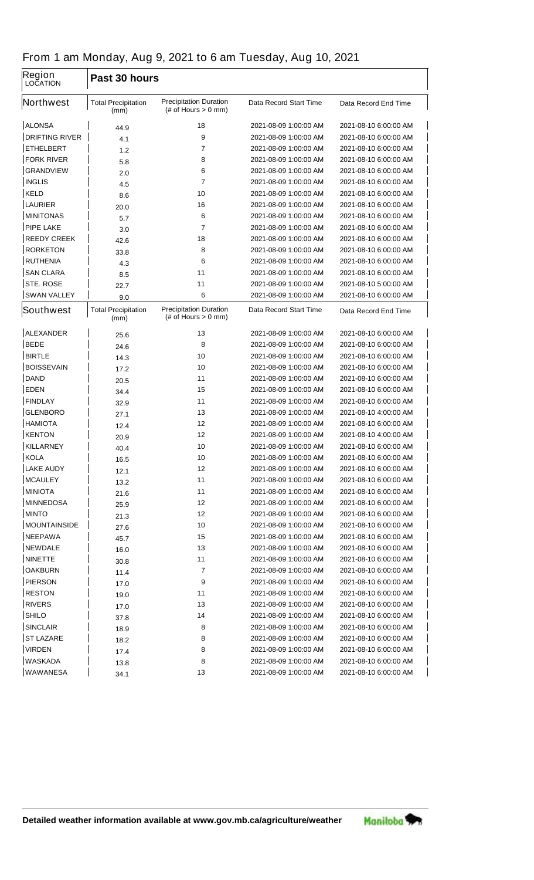# From 1 am Monday, Aug 9, 2021 to 6 am Tuesday, Aug 10, 2021

| Region<br>LOCATION | Past 30 hours | | | |
|---|---|---|---|---|
| **Northwest** | Total Precipitation (mm) | Precipitation Duration (# of Hours > 0 mm) | Data Record Start Time | Data Record End Time |
| ALONSA | 44.9 | 18 | 2021-08-09 1:00:00 AM | 2021-08-10 6:00:00 AM |
| DRIFTING RIVER | 4.1 | 9 | 2021-08-09 1:00:00 AM | 2021-08-10 6:00:00 AM |
| ETHELBERT | 1.2 | 7 | 2021-08-09 1:00:00 AM | 2021-08-10 6:00:00 AM |
| FORK RIVER | 5.8 | 8 | 2021-08-09 1:00:00 AM | 2021-08-10 6:00:00 AM |
| GRANDVIEW | 2.0 | 6 | 2021-08-09 1:00:00 AM | 2021-08-10 6:00:00 AM |
| INGLIS | 4.5 | 7 | 2021-08-09 1:00:00 AM | 2021-08-10 6:00:00 AM |
| KELD | 8.6 | 10 | 2021-08-09 1:00:00 AM | 2021-08-10 6:00:00 AM |
| LAURIER | 20.0 | 16 | 2021-08-09 1:00:00 AM | 2021-08-10 6:00:00 AM |
| MINITONAS | 5.7 | 6 | 2021-08-09 1:00:00 AM | 2021-08-10 6:00:00 AM |
| PIPE LAKE | 3.0 | 7 | 2021-08-09 1:00:00 AM | 2021-08-10 6:00:00 AM |
| REEDY CREEK | 42.6 | 18 | 2021-08-09 1:00:00 AM | 2021-08-10 6:00:00 AM |
| RORKETON | 33.8 | 8 | 2021-08-09 1:00:00 AM | 2021-08-10 6:00:00 AM |
| RUTHENIA | 4.3 | 6 | 2021-08-09 1:00:00 AM | 2021-08-10 6:00:00 AM |
| SAN CLARA | 8.5 | 11 | 2021-08-09 1:00:00 AM | 2021-08-10 6:00:00 AM |
| STE. ROSE | 22.7 | 11 | 2021-08-09 1:00:00 AM | 2021-08-10 5:00:00 AM |
| SWAN VALLEY | 9.0 | 6 | 2021-08-09 1:00:00 AM | 2021-08-10 6:00:00 AM |
| **Southwest** | Total Precipitation (mm) | Precipitation Duration (# of Hours > 0 mm) | Data Record Start Time | Data Record End Time |
| ALEXANDER | 25.6 | 13 | 2021-08-09 1:00:00 AM | 2021-08-10 6:00:00 AM |
| BEDE | 24.6 | 8 | 2021-08-09 1:00:00 AM | 2021-08-10 6:00:00 AM |
| BIRTLE | 14.3 | 10 | 2021-08-09 1:00:00 AM | 2021-08-10 6:00:00 AM |
| BOISSEVAIN | 17.2 | 10 | 2021-08-09 1:00:00 AM | 2021-08-10 6:00:00 AM |
| DAND | 20.5 | 11 | 2021-08-09 1:00:00 AM | 2021-08-10 6:00:00 AM |
| EDEN | 34.4 | 15 | 2021-08-09 1:00:00 AM | 2021-08-10 6:00:00 AM |
| FINDLAY | 32.9 | 11 | 2021-08-09 1:00:00 AM | 2021-08-10 6:00:00 AM |
| GLENBORO | 27.1 | 13 | 2021-08-09 1:00:00 AM | 2021-08-10 4:00:00 AM |
| HAMIOTA | 12.4 | 12 | 2021-08-09 1:00:00 AM | 2021-08-10 6:00:00 AM |
| KENTON | 20.9 | 12 | 2021-08-09 1:00:00 AM | 2021-08-10 4:00:00 AM |
| KILLARNEY | 40.4 | 10 | 2021-08-09 1:00:00 AM | 2021-08-10 6:00:00 AM |
| KOLA | 16.5 | 10 | 2021-08-09 1:00:00 AM | 2021-08-10 6:00:00 AM |
| LAKE AUDY | 12.1 | 12 | 2021-08-09 1:00:00 AM | 2021-08-10 6:00:00 AM |
| MCAULEY | 13.2 | 11 | 2021-08-09 1:00:00 AM | 2021-08-10 6:00:00 AM |
| MINIOTA | 21.6 | 11 | 2021-08-09 1:00:00 AM | 2021-08-10 6:00:00 AM |
| MINNEDOSA | 25.9 | 12 | 2021-08-09 1:00:00 AM | 2021-08-10 6:00:00 AM |
| MINTO | 21.3 | 12 | 2021-08-09 1:00:00 AM | 2021-08-10 6:00:00 AM |
| MOUNTAINSIDE | 27.6 | 10 | 2021-08-09 1:00:00 AM | 2021-08-10 6:00:00 AM |
| NEEPAWA | 45.7 | 15 | 2021-08-09 1:00:00 AM | 2021-08-10 6:00:00 AM |
| NEWDALE | 16.0 | 13 | 2021-08-09 1:00:00 AM | 2021-08-10 6:00:00 AM |
| NINETTE | 30.8 | 11 | 2021-08-09 1:00:00 AM | 2021-08-10 6:00:00 AM |
| OAKBURN | 11.4 | 7 | 2021-08-09 1:00:00 AM | 2021-08-10 6:00:00 AM |
| PIERSON | 17.0 | 9 | 2021-08-09 1:00:00 AM | 2021-08-10 6:00:00 AM |
| RESTON | 19.0 | 11 | 2021-08-09 1:00:00 AM | 2021-08-10 6:00:00 AM |
| RIVERS | 17.0 | 13 | 2021-08-09 1:00:00 AM | 2021-08-10 6:00:00 AM |
| SHILO | 37.8 | 14 | 2021-08-09 1:00:00 AM | 2021-08-10 6:00:00 AM |
| SINCLAIR | 18.9 | 8 | 2021-08-09 1:00:00 AM | 2021-08-10 6:00:00 AM |
| ST LAZARE | 18.2 | 8 | 2021-08-09 1:00:00 AM | 2021-08-10 6:00:00 AM |
| VIRDEN | 17.4 | 8 | 2021-08-09 1:00:00 AM | 2021-08-10 6:00:00 AM |
| WASKADA | 13.8 | 8 | 2021-08-09 1:00:00 AM | 2021-08-10 6:00:00 AM |
| WAWANESA | 34.1 | 13 | 2021-08-09 1:00:00 AM | 2021-08-10 6:00:00 AM |

**Detailed weather information available at www.gov.mb.ca/agriculture/weather**

Manitoba